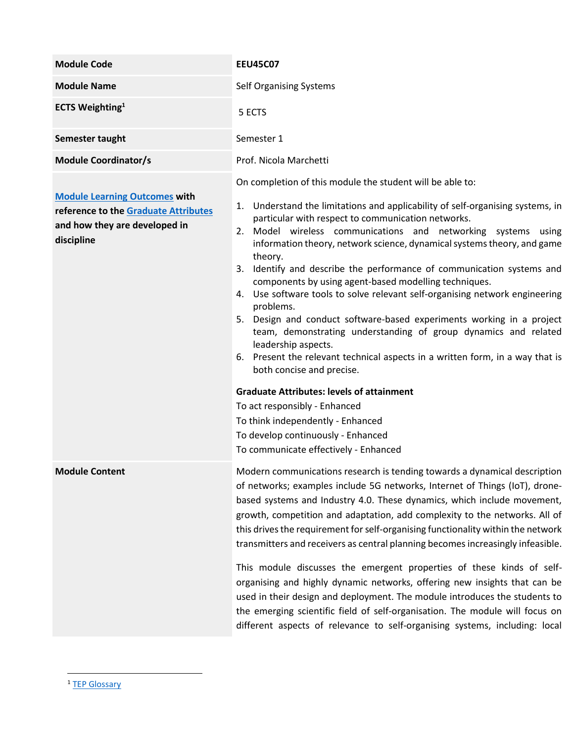| | |
|---|---|
| **Module Code** | **EEU45C07** |
| **Module Name** | Self Organising Systems |
| **ECTS Weighting**[1] | 5 ECTS |
| **Semester taught** | Semester 1 |
| **Module Coordinator/s** | Prof. Nicola Marchetti |
| **Module Learning Outcomes with reference to the Graduate Attributes and how they are developed in discipline** | On completion of this module the student will be able to:<br><br>1. Understand the limitations and applicability of self-organising systems, in particular with respect to communication networks.<br>2. Model wireless communications and networking systems using information theory, network science, dynamical systems theory, and game theory.<br>3. Identify and describe the performance of communication systems and components by using agent-based modelling techniques.<br>4. Use software tools to solve relevant self-organising network engineering problems.<br>5. Design and conduct software-based experiments working in a project team, demonstrating understanding of group dynamics and related leadership aspects.<br>6. Present the relevant technical aspects in a written form, in a way that is both concise and precise.<br><br>**Graduate Attributes: levels of attainment**<br>To act responsibly - Enhanced<br>To think independently - Enhanced<br>To develop continuously - Enhanced<br>To communicate effectively - Enhanced |
| **Module Content** | Modern communications research is tending towards a dynamical description of networks; examples include 5G networks, Internet of Things (IoT), drone-based systems and Industry 4.0. These dynamics, which include movement, growth, competition and adaptation, add complexity to the networks. All of this drives the requirement for self-organising functionality within the network transmitters and receivers as central planning becomes increasingly infeasible.<br><br>This module discusses the emergent properties of these kinds of self-organising and highly dynamic networks, offering new insights that can be used in their design and deployment. The module introduces the students to the emerging scientific field of self-organisation. The module will focus on different aspects of relevance to self-organising systems, including: local |

[1] TEP Glossary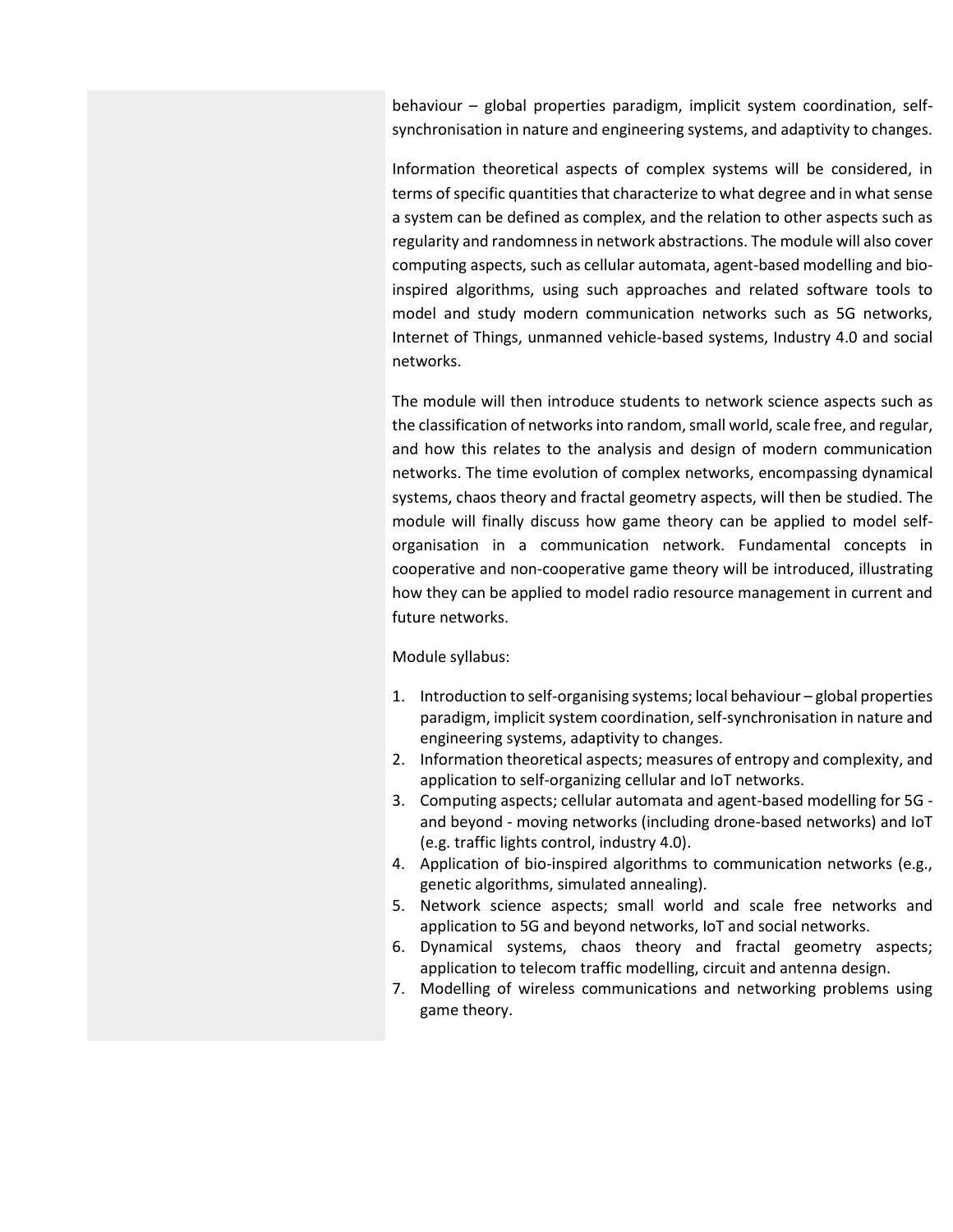behaviour – global properties paradigm, implicit system coordination, self-synchronisation in nature and engineering systems, and adaptivity to changes.

Information theoretical aspects of complex systems will be considered, in terms of specific quantities that characterize to what degree and in what sense a system can be defined as complex, and the relation to other aspects such as regularity and randomness in network abstractions. The module will also cover computing aspects, such as cellular automata, agent-based modelling and bio-inspired algorithms, using such approaches and related software tools to model and study modern communication networks such as 5G networks, Internet of Things, unmanned vehicle-based systems, Industry 4.0 and social networks.

The module will then introduce students to network science aspects such as the classification of networks into random, small world, scale free, and regular, and how this relates to the analysis and design of modern communication networks. The time evolution of complex networks, encompassing dynamical systems, chaos theory and fractal geometry aspects, will then be studied. The module will finally discuss how game theory can be applied to model self-organisation in a communication network. Fundamental concepts in cooperative and non-cooperative game theory will be introduced, illustrating how they can be applied to model radio resource management in current and future networks.

Module syllabus:

1. Introduction to self-organising systems; local behaviour – global properties paradigm, implicit system coordination, self-synchronisation in nature and engineering systems, adaptivity to changes.
2. Information theoretical aspects; measures of entropy and complexity, and application to self-organizing cellular and IoT networks.
3. Computing aspects; cellular automata and agent-based modelling for 5G - and beyond - moving networks (including drone-based networks) and IoT (e.g. traffic lights control, industry 4.0).
4. Application of bio-inspired algorithms to communication networks (e.g., genetic algorithms, simulated annealing).
5. Network science aspects; small world and scale free networks and application to 5G and beyond networks, IoT and social networks.
6. Dynamical systems, chaos theory and fractal geometry aspects; application to telecom traffic modelling, circuit and antenna design.
7. Modelling of wireless communications and networking problems using game theory.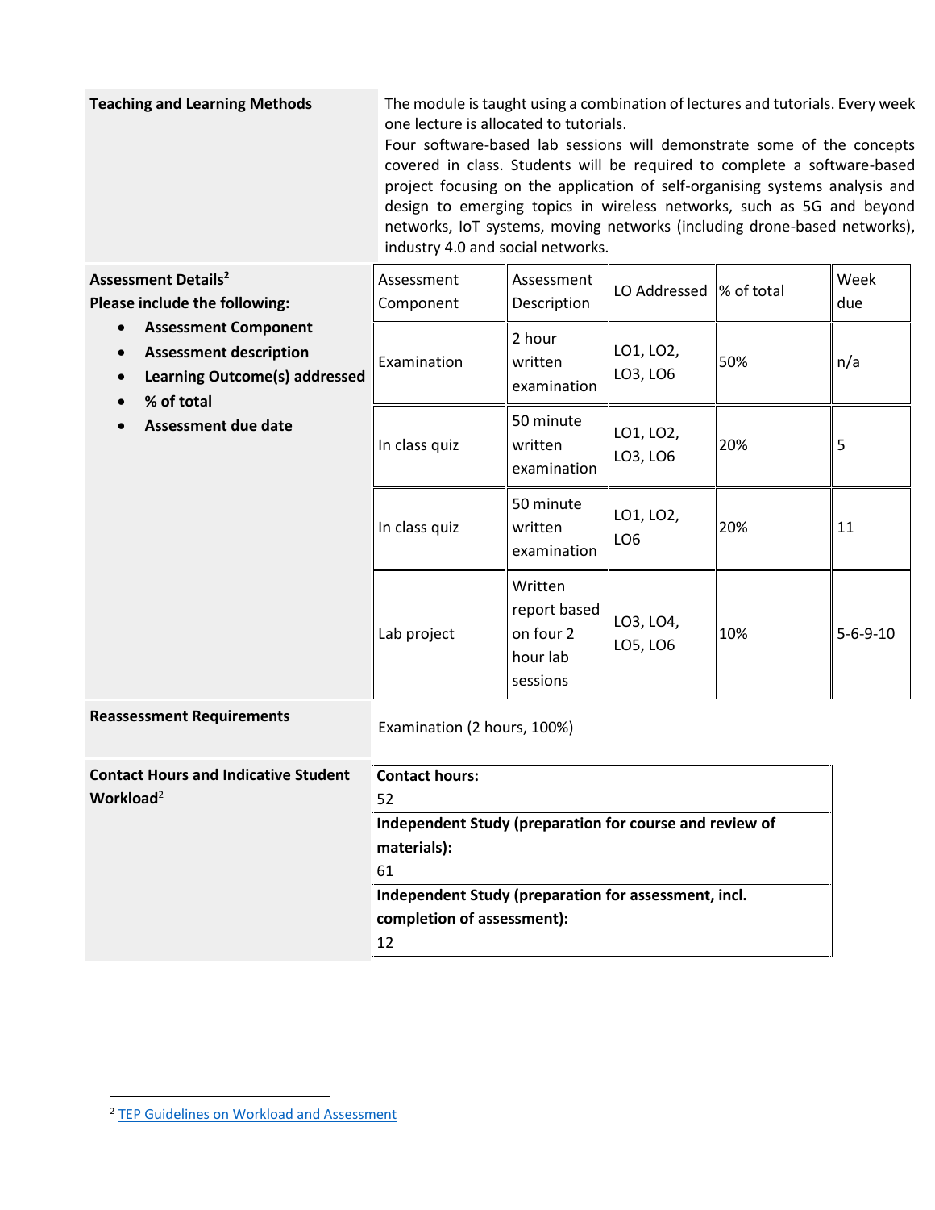| | |
|---|---|
| **Teaching and Learning Methods** | The module is taught using a combination of lectures and tutorials. Every week one lecture is allocated to tutorials. Four software-based lab sessions will demonstrate some of the concepts covered in class. Students will be required to complete a software-based project focusing on the application of self-organising systems analysis and design to emerging topics in wireless networks, such as 5G and beyond networks, IoT systems, moving networks (including drone-based networks), industry 4.0 and social networks. |

**Assessment Details**[2]
**Please include the following:**

- **Assessment Component**
- **Assessment description**
- **Learning Outcome(s) addressed**
- **% of total**
- **Assessment due date**

| Assessment Component | Assessment Description | LO Addressed | % of total | Week due |
|---|---|---|---|---|
| Examination | 2 hour written examination | LO1, LO2, LO3, LO6 | 50% | n/a |
| In class quiz | 50 minute written examination | LO1, LO2, LO3, LO6 | 20% | 5 |
| In class quiz | 50 minute written examination | LO1, LO2, LO6 | 20% | 11 |
| Lab project | Written report based on four 2 hour lab sessions | LO3, LO4, LO5, LO6 | 10% | 5-6-9-10 |

**Reassessment Requirements**

Examination (2 hours, 100%)

**Contact Hours and Indicative Student Workload**[2]

| |
|---|
| **Contact hours:** 52 |
| **Independent Study (preparation for course and review of materials):** 61 |
| **Independent Study (preparation for assessment, incl. completion of assessment):** 12 |

[2] TEP Guidelines on Workload and Assessment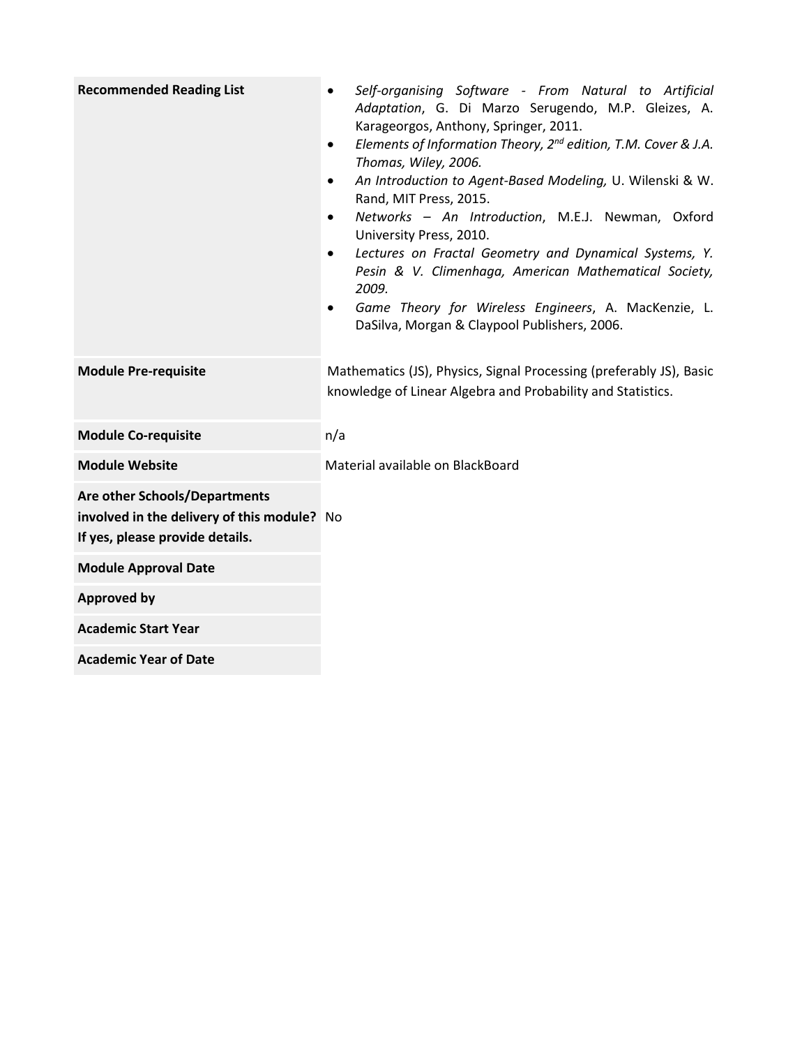| | |
|---|---|
| **Recommended Reading List** | • *Self-organising Software - From Natural to Artificial Adaptation*, G. Di Marzo Serugendo, M.P. Gleizes, A. Karageorgos, Anthony, Springer, 2011.<br>• *Elements of Information Theory, 2nd edition, T.M. Cover & J.A. Thomas, Wiley, 2006.*<br>• *An Introduction to Agent-Based Modeling,* U. Wilenski & W. Rand, MIT Press, 2015.<br>• *Networks – An Introduction*, M.E.J. Newman, Oxford University Press, 2010.<br>• *Lectures on Fractal Geometry and Dynamical Systems, Y. Pesin & V. Climenhaga, American Mathematical Society, 2009.*<br>• *Game Theory for Wireless Engineers*, A. MacKenzie, L. DaSilva, Morgan & Claypool Publishers, 2006. |
| **Module Pre-requisite** | Mathematics (JS), Physics, Signal Processing (preferably JS), Basic knowledge of Linear Algebra and Probability and Statistics. |
| **Module Co-requisite** | n/a |
| **Module Website** | Material available on BlackBoard |
| **Are other Schools/Departments involved in the delivery of this module? If yes, please provide details.** | No |
| **Module Approval Date** | |
| **Approved by** | |
| **Academic Start Year** | |
| **Academic Year of Date** | |